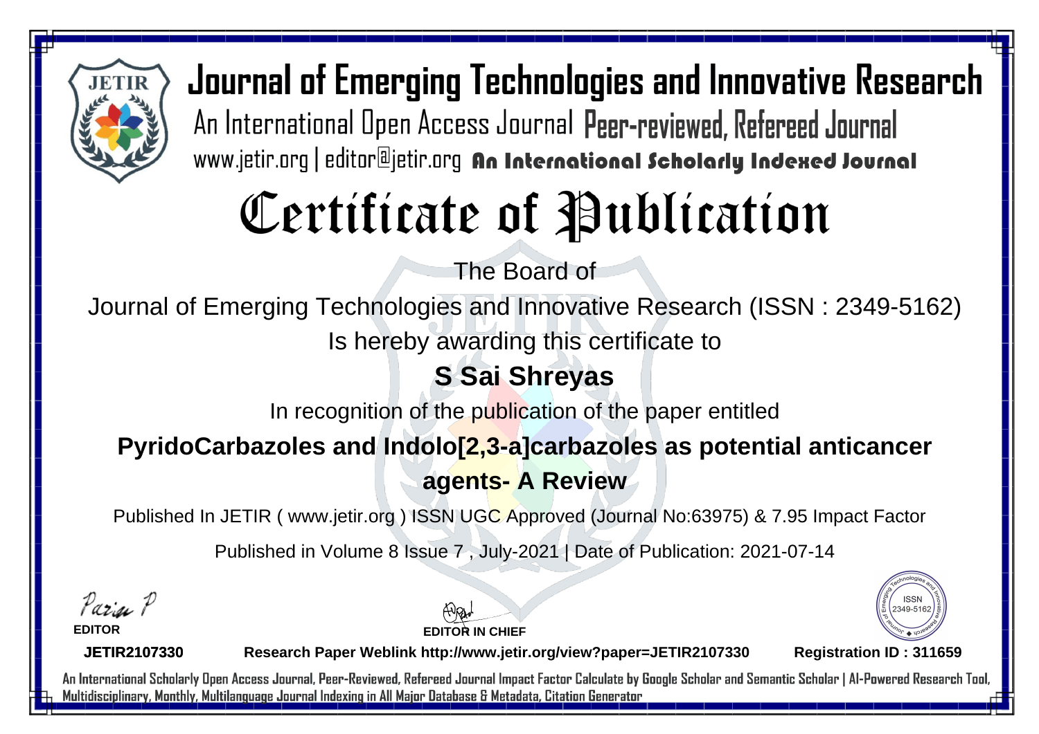# Journal of Emerging Technologies and Innovative Research

An International Open Access Journal Peer-reviewed, Refereed Journal

www.jetir.org | editor@jetir.org An International Scholarly Indexed Journal

# Certificate of Publication

The Board of

Journal of Emerging Technologies and Innovative Research (ISSN : 2349-5162)

Is hereby awarding this certificate to

**S Sai Shreyas**

In recognition of the publication of the paper entitled

**PyridoCarbazoles and Indolo[2,3-a]carbazoles as potential anticancer agents- A Review**

Published In JETIR ( www.jetir.org ) ISSN UGC Approved (Journal No:63975) & 7.95 Impact Factor

Published in Volume 8 Issue 7 , July-2021 | Date of Publication: 2021-07-14

**EDITOR**

**EDITOR IN CHIEF**

ISSN 2349-5162

**JETIR2107330**

**Research Paper Weblink http://www.jetir.org/view?paper=JETIR2107330**

**Registration ID : 311659**

An International Scholarly Open Access Journal, Peer-Reviewed, Refereed Journal Impact Factor Calculate by Google Scholar and Semantic Scholar | AI-Powered Research Tool, Multidisciplinary, Monthly, Multilanguage Journal Indexing in All Major Database & Metadata, Citation Generator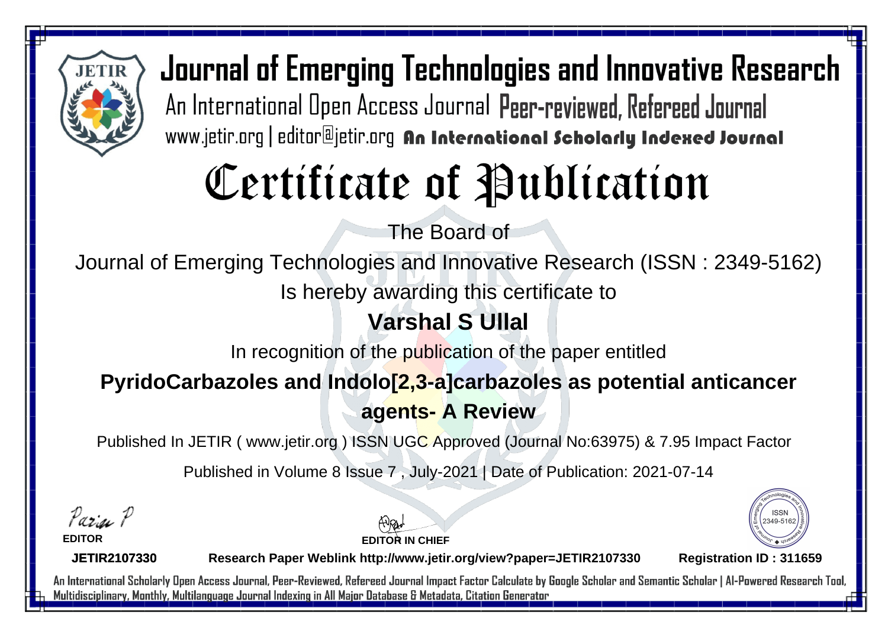# Journal of Emerging Technologies and Innovative Research

An International Open Access Journal Peer-reviewed, Refereed Journal

www.jetir.org | editor@jetir.org **An International Scholarly Indexed Journal**

# Certificate of Publication

The Board of

Journal of Emerging Technologies and Innovative Research (ISSN : 2349-5162)

Is hereby awarding this certificate to

**Varshal S Ullal**

In recognition of the publication of the paper entitled

**PyridoCarbazoles and Indolo[2,3-a]carbazoles as potential anticancer agents- A Review**

Published In JETIR ( www.jetir.org ) ISSN UGC Approved (Journal No:63975) & 7.95 Impact Factor

Published in Volume 8 Issue 7 , July-2021 | Date of Publication: 2021-07-14

**EDITOR**

**EDITOR IN CHIEF**

**JETIR2107330**

**Research Paper Weblink http://www.jetir.org/view?paper=JETIR2107330**

**Registration ID : 311659**

An International Scholarly Open Access Journal, Peer-Reviewed, Refereed Journal Impact Factor Calculate by Google Scholar and Semantic Scholar | AI-Powered Research Tool, Multidisciplinary, Monthly, Multilanguage Journal Indexing in All Major Database & Metadata, Citation Generator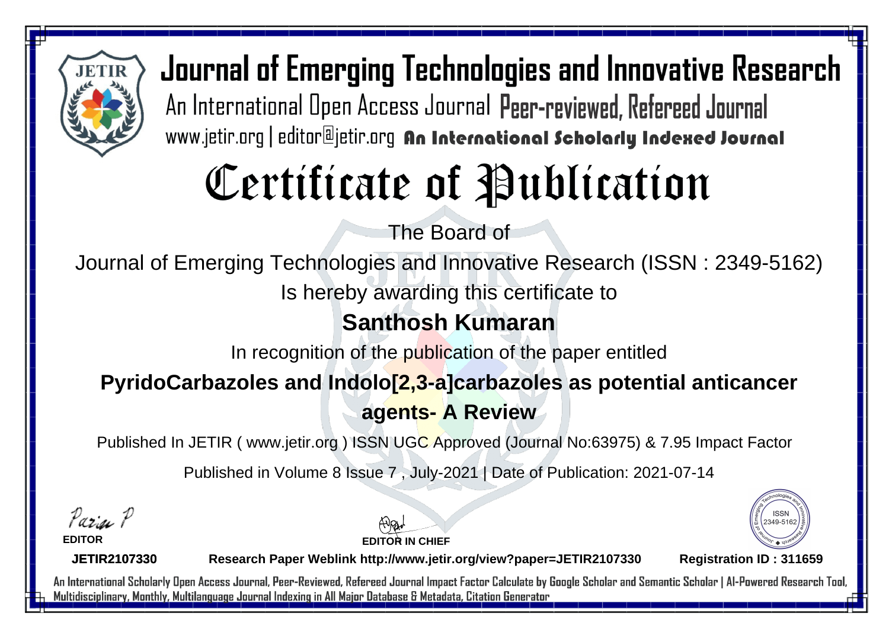# Journal of Emerging Technologies and Innovative Research

An International Open Access Journal Peer-reviewed, Refereed Journal

www.jetir.org | editor@jetir.org An International Scholarly Indexed Journal

# Certificate of Publication

The Board of

Journal of Emerging Technologies and Innovative Research (ISSN : 2349-5162)

Is hereby awarding this certificate to

**Santhosh Kumaran**

In recognition of the publication of the paper entitled

**PyridoCarbazoles and Indolo[2,3-a]carbazoles as potential anticancer agents- A Review**

Published In JETIR ( www.jetir.org ) ISSN UGC Approved (Journal No:63975) & 7.95 Impact Factor

Published in Volume 8 Issue 7 , July-2021 | Date of Publication: 2021-07-14

**EDITOR**

**EDITOR IN CHIEF**

ISSN 2349-5162

**JETIR2107330** **Research Paper Weblink http://www.jetir.org/view?paper=JETIR2107330** **Registration ID : 311659**

An International Scholarly Open Access Journal, Peer-Reviewed, Refereed Journal Impact Factor Calculate by Google Scholar and Semantic Scholar | AI-Powered Research Tool, Multidisciplinary, Monthly, Multilanguage Journal Indexing in All Major Database & Metadata, Citation Generator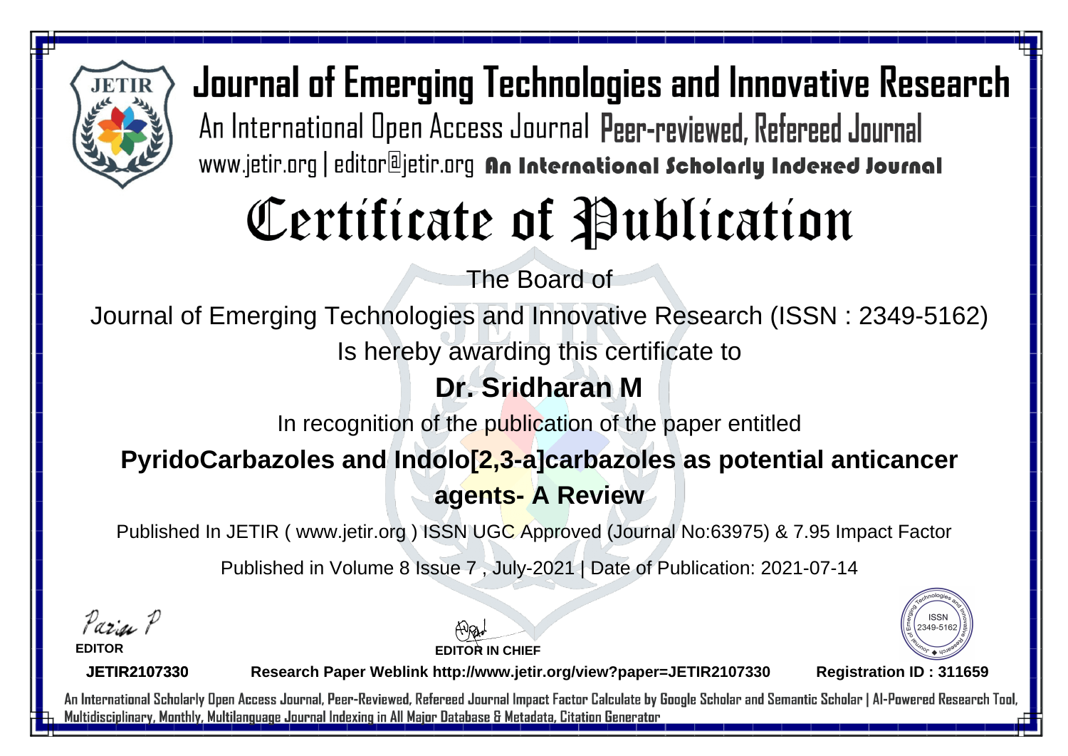# Journal of Emerging Technologies and Innovative Research

An International Open Access Journal Peer-reviewed, Refereed Journal

www.jetir.org | editor@jetir.org **An International Scholarly Indexed Journal**

# Certificate of Publication

The Board of

Journal of Emerging Technologies and Innovative Research (ISSN : 2349-5162)

Is hereby awarding this certificate to

## Dr. Sridharan M

In recognition of the publication of the paper entitled

**PyridoCarbazoles and Indolo[2,3-a]carbazoles as potential anticancer agents- A Review**

Published In JETIR ( www.jetir.org ) ISSN UGC Approved (Journal No:63975) & 7.95 Impact Factor

Published in Volume 8 Issue 7 , July-2021 | Date of Publication: 2021-07-14

**EDITOR**

**EDITOR IN CHIEF**

**JETIR2107330** **Research Paper Weblink http://www.jetir.org/view?paper=JETIR2107330** **Registration ID : 311659**

An International Scholarly Open Access Journal, Peer-Reviewed, Refereed Journal Impact Factor Calculate by Google Scholar and Semantic Scholar | AI-Powered Research Tool, Multidisciplinary, Monthly, Multilanguage Journal Indexing in All Major Database & Metadata, Citation Generator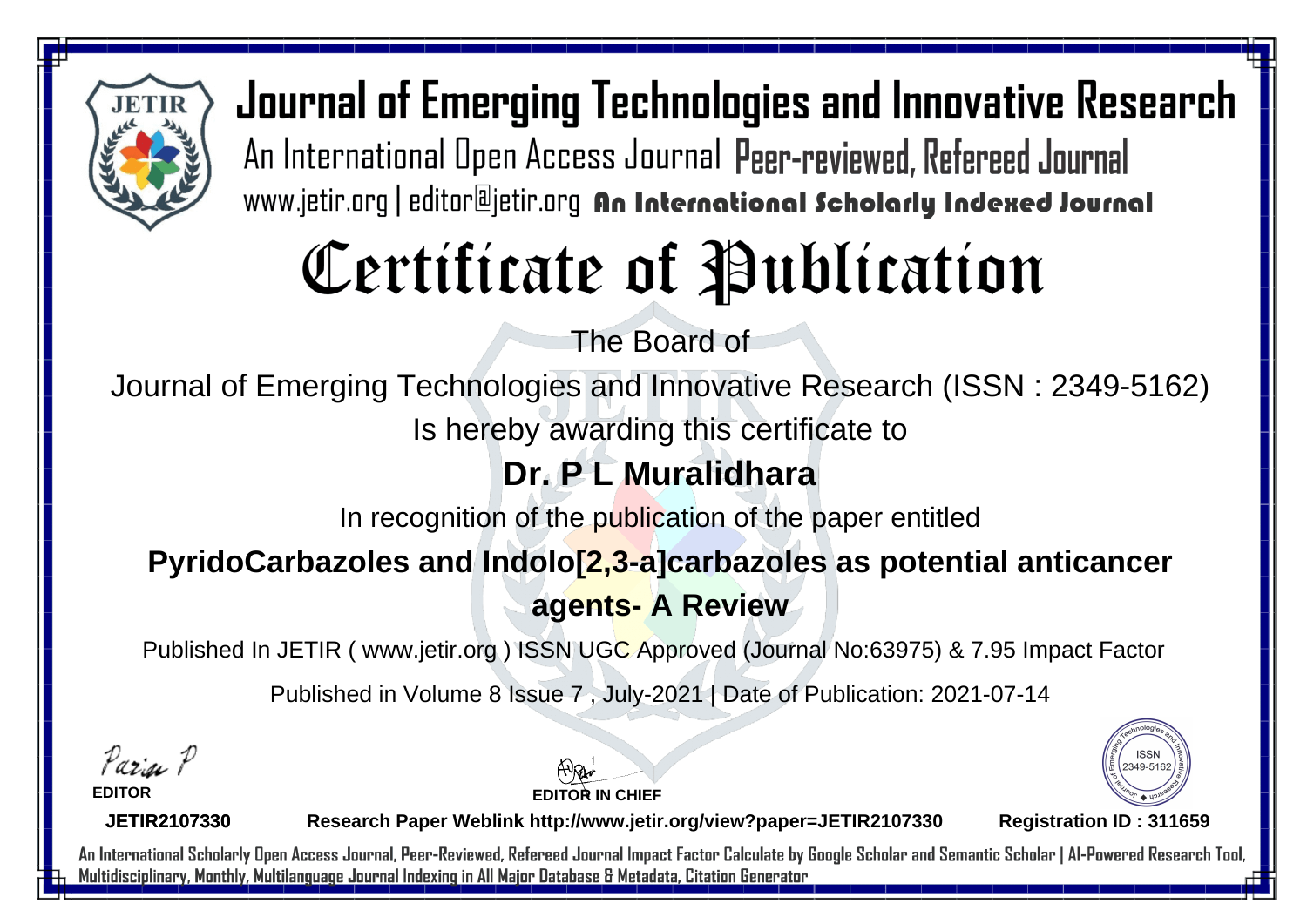# Journal of Emerging Technologies and Innovative Research

An International Open Access Journal Peer-reviewed, Refereed Journal

www.jetir.org | editor@jetir.org An International Scholarly Indexed Journal

# Certificate of Publication

The Board of

Journal of Emerging Technologies and Innovative Research (ISSN : 2349-5162)

Is hereby awarding this certificate to

## Dr. P L Muralidhara

In recognition of the publication of the paper entitled

**PyridoCarbazoles and Indolo[2,3-a]carbazoles as potential anticancer agents- A Review**

Published In JETIR ( www.jetir.org ) ISSN UGC Approved (Journal No:63975) & 7.95 Impact Factor

Published in Volume 8 Issue 7 , July-2021 | Date of Publication: 2021-07-14

**EDITOR**

**EDITOR IN CHIEF**

ISSN 2349-5162

**JETIR2107330** **Research Paper Weblink http://www.jetir.org/view?paper=JETIR2107330** **Registration ID : 311659**

An International Scholarly Open Access Journal, Peer-Reviewed, Refereed Journal Impact Factor Calculate by Google Scholar and Semantic Scholar | AI-Powered Research Tool, Multidisciplinary, Monthly, Multilanguage Journal Indexing in All Major Database & Metadata, Citation Generator